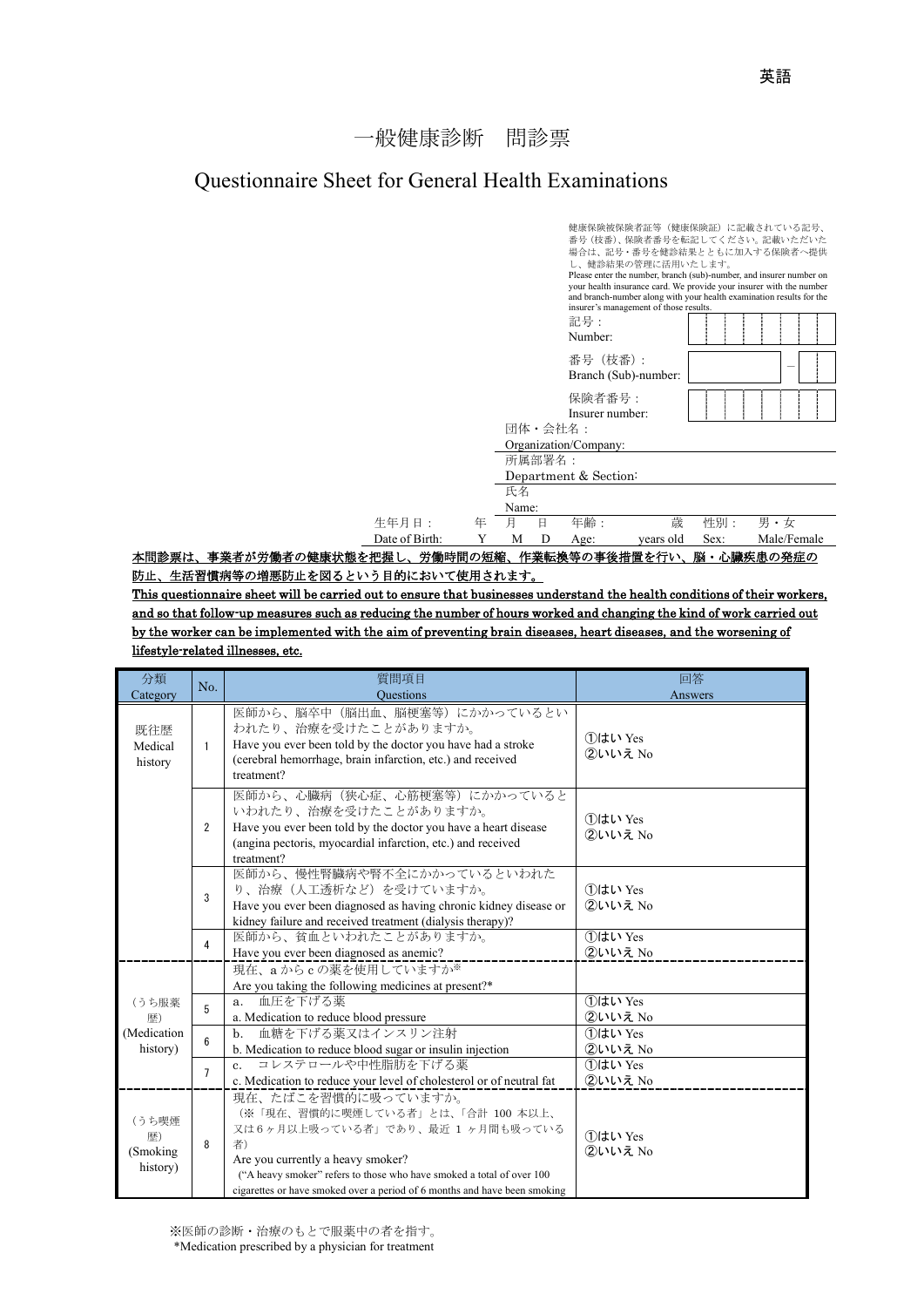英語

# 一般健康診断　問診票

## Questionnaire Sheet for General Health Examinations

健康保険被保険者証等（健康保険証）に記載されている記号、番号（枝番）、保険者番号を転記してください。記載いただいた場合は、記号・番号を健診結果とともに加入する保険者へ提供し、健診結果の管理に活用いたします。
Please enter the number, branch (sub)-number, and insurer number on your health insurance card. We provide your insurer with the number and branch-number along with your health examination results for the insurer's management of those results.

記号：
Number:

番号（枝番）：
Branch (Sub)-number:　　　　　－

保険者番号：
Insurer number:

団体・会社名：
Organization/Company:

所属部署名：
Department & Section:

氏名
Name:

生年月日：　　年　月　日　年齢：　　歳　性別：　男・女
Date of Birth:　Y　M　D　Age:　years old　Sex:　Male/Female

**<u>本問診票は、事業者が労働者の健康状態を把握し、労働時間の短縮、作業転換等の事後措置を行い、脳・心臓疾患の発症の防止、生活習慣病等の増悪防止を図るという目的において使用されます。</u>**

**<u>This questionnaire sheet will be carried out to ensure that businesses understand the health conditions of their workers, and so that follow-up measures such as reducing the number of hours worked and changing the kind of work carried out by the worker can be implemented with the aim of preventing brain diseases, heart diseases, and the worsening of lifestyle-related illnesses, etc.</u>**

| 分類<br>Category | No. | 質問項目<br>Questions | 回答<br>Answers |
|---|---|---|---|
| 既往歴<br>Medical history | 1 | 医師から、脳卒中（脳出血、脳梗塞等）にかかっているといわれたり、治療を受けたことがありますか。<br>Have you ever been told by the doctor you have had a stroke (cerebral hemorrhage, brain infarction, etc.) and received treatment? | ①はい Yes<br>②いいえ No |
| | 2 | 医師から、心臓病（狭心症、心筋梗塞等）にかかっているといわれたり、治療を受けたことがありますか。<br>Have you ever been told by the doctor you have a heart disease (angina pectoris, myocardial infarction, etc.) and received treatment? | ①はい Yes<br>②いいえ No |
| | 3 | 医師から、慢性腎臓病や腎不全にかかっているといわれたり、治療（人工透析など）を受けていますか。<br>Have you ever been diagnosed as having chronic kidney disease or kidney failure and received treatment (dialysis therapy)? | ①はい Yes<br>②いいえ No |
| | 4 | 医師から、貧血といわれたことがありますか。<br>Have you ever been diagnosed as anemic? | ①はい Yes<br>②いいえ No |
| （うち服薬歴）<br>(Medication history) | | 現在、a から c の薬を使用していますか※<br>Are you taking the following medicines at present?* | |
| | 5 | a.　血圧を下げる薬<br>a. Medication to reduce blood pressure | ①はい Yes<br>②いいえ No |
| | 6 | b.　血糖を下げる薬又はインスリン注射<br>b. Medication to reduce blood sugar or insulin injection | ①はい Yes<br>②いいえ No |
| | 7 | c.　コレステロールや中性脂肪を下げる薬<br>c. Medication to reduce your level of cholesterol or of neutral fat | ①はい Yes<br>②いいえ No |
| （うち喫煙歴）<br>(Smoking history) | 8 | 現在、たばこを習慣的に吸っていますか。<br>（※「現在、習慣的に喫煙している者」とは、「合計 100 本以上、又は６ヶ月以上吸っている者」であり、最近 1 ヶ月間も吸っている者）<br>Are you currently a heavy smoker?<br>("A heavy smoker" refers to those who have smoked a total of over 100 cigarettes or have smoked over a period of 6 months and have been smoking | ①はい Yes<br>②いいえ No |

※医師の診断・治療のもとで服薬中の者を指す。
*Medication prescribed by a physician for treatment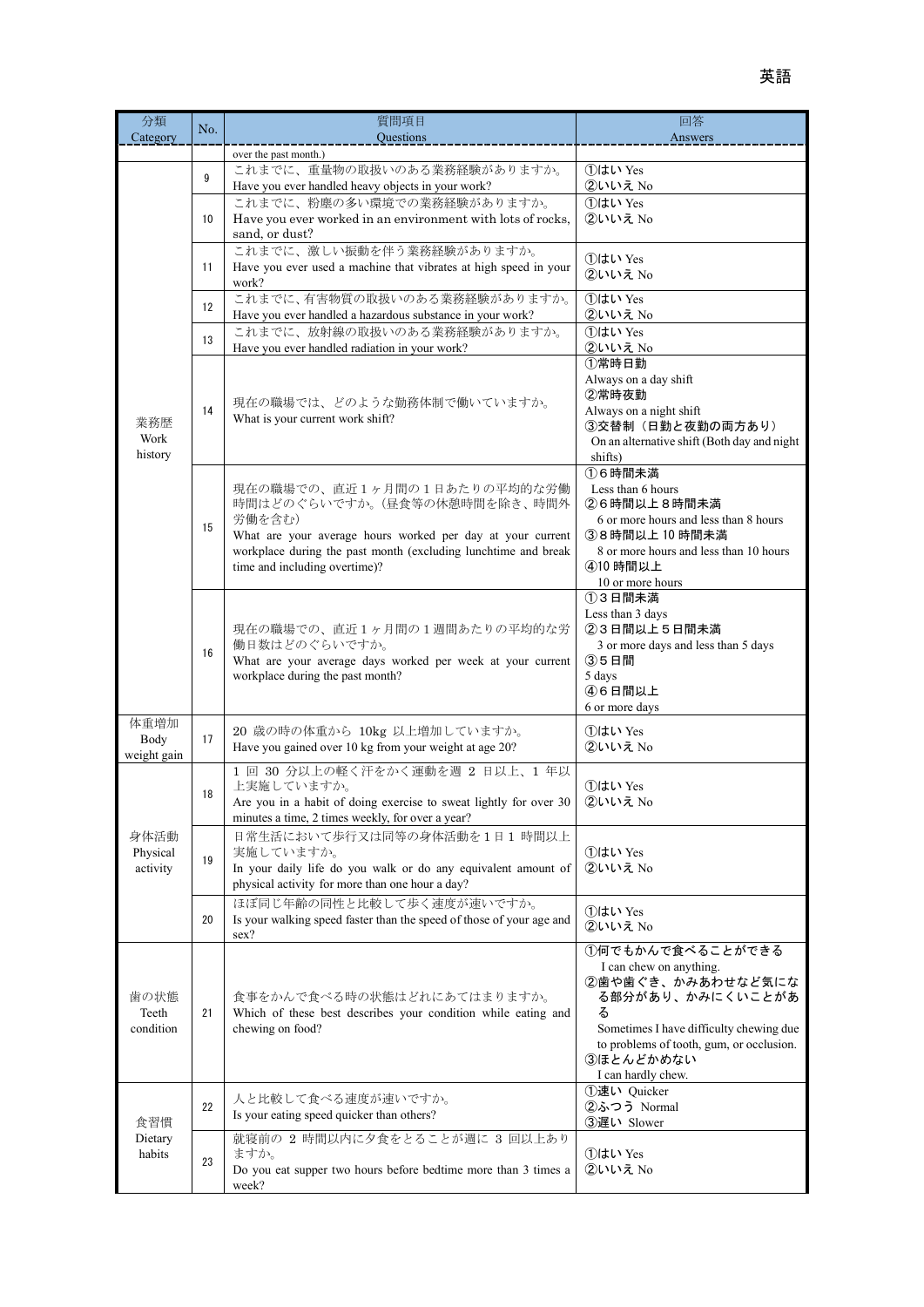| 分類<br>Category | No. | 質問項目<br>Questions | 回答<br>Answers |
|---|---|---|---|
| | | over the past month.) | |
| 業務歴<br>Work history | 9 | これまでに、重量物の取扱いのある業務経験がありますか。<br>Have you ever handled heavy objects in your work? | ①はい Yes<br>②いいえ No |
| | 10 | これまでに、粉塵の多い環境での業務経験がありますか。<br>Have you ever worked in an environment with lots of rocks, sand, or dust? | ①はい Yes<br>②いいえ No |
| | 11 | これまでに、激しい振動を伴う業務経験がありますか。<br>Have you ever used a machine that vibrates at high speed in your work? | ①はい Yes<br>②いいえ No |
| | 12 | これまでに、有害物質の取扱いのある業務経験がありますか。<br>Have you ever handled a hazardous substance in your work? | ①はい Yes<br>②いいえ No |
| | 13 | これまでに、放射線の取扱いのある業務経験がありますか。<br>Have you ever handled radiation in your work? | ①はい Yes<br>②いいえ No |
| | 14 | 現在の職場では、どのような勤務体制で働いていますか。<br>What is your current work shift? | ①常時日勤<br>Always on a day shift<br>②常時夜勤<br>Always on a night shift<br>③交替制（日勤と夜勤の両方あり）<br>On an alternative shift (Both day and night shifts) |
| | 15 | 現在の職場での、直近１ヶ月間の１日あたりの平均的な労働時間はどのぐらいですか。（昼食等の休憩時間を除き、時間外労働を含む）<br>What are your average hours worked per day at your current workplace during the past month (excluding lunchtime and break time and including overtime)? | ①６時間未満<br>Less than 6 hours<br>②６時間以上８時間未満<br>6 or more hours and less than 8 hours<br>③８時間以上 10 時間未満<br>8 or more hours and less than 10 hours<br>④10 時間以上<br>10 or more hours |
| | 16 | 現在の職場での、直近１ヶ月間の１週間あたりの平均的な労働日数はどのぐらいですか。<br>What are your average days worked per week at your current workplace during the past month? | ①３日間未満<br>Less than 3 days<br>②３日間以上５日間未満<br>3 or more days and less than 5 days<br>③５日間<br>5 days<br>④６日間以上<br>6 or more days |
| 体重増加<br>Body weight gain | 17 | 20 歳の時の体重から 10kg 以上増加していますか。<br>Have you gained over 10 kg from your weight at age 20? | ①はい Yes<br>②いいえ No |
| 身体活動<br>Physical activity | 18 | １回 30 分以上の軽く汗をかく運動を週 2 日以上、1 年以上実施していますか。<br>Are you in a habit of doing exercise to sweat lightly for over 30 minutes a time, 2 times weekly, for over a year? | ①はい Yes<br>②いいえ No |
| | 19 | 日常生活において歩行又は同等の身体活動を１日１時間以上実施していますか。<br>In your daily life do you walk or do any equivalent amount of physical activity for more than one hour a day? | ①はい Yes<br>②いいえ No |
| | 20 | ほぼ同じ年齢の同性と比較して歩く速度が速いですか。<br>Is your walking speed faster than the speed of those of your age and sex? | ①はい Yes<br>②いいえ No |
| 歯の状態<br>Teeth condition | 21 | 食事をかんで食べる時の状態はどれにあてはまりますか。<br>Which of these best describes your condition while eating and chewing on food? | ①何でもかんで食べることができる<br>I can chew on anything.<br>②歯や歯ぐき、かみあわせなど気になる部分があり、かみにくいことがある<br>Sometimes I have difficulty chewing due to problems of tooth, gum, or occlusion.<br>③ほとんどかめない<br>I can hardly chew. |
| 食習慣<br>Dietary habits | 22 | 人と比較して食べる速度が速いですか。<br>Is your eating speed quicker than others? | ①速い Quicker<br>②ふつう Normal<br>③遅い Slower |
| | 23 | 就寝前の 2 時間以内に夕食をとることが週に 3 回以上ありますか。<br>Do you eat supper two hours before bedtime more than 3 times a week? | ①はい Yes<br>②いいえ No |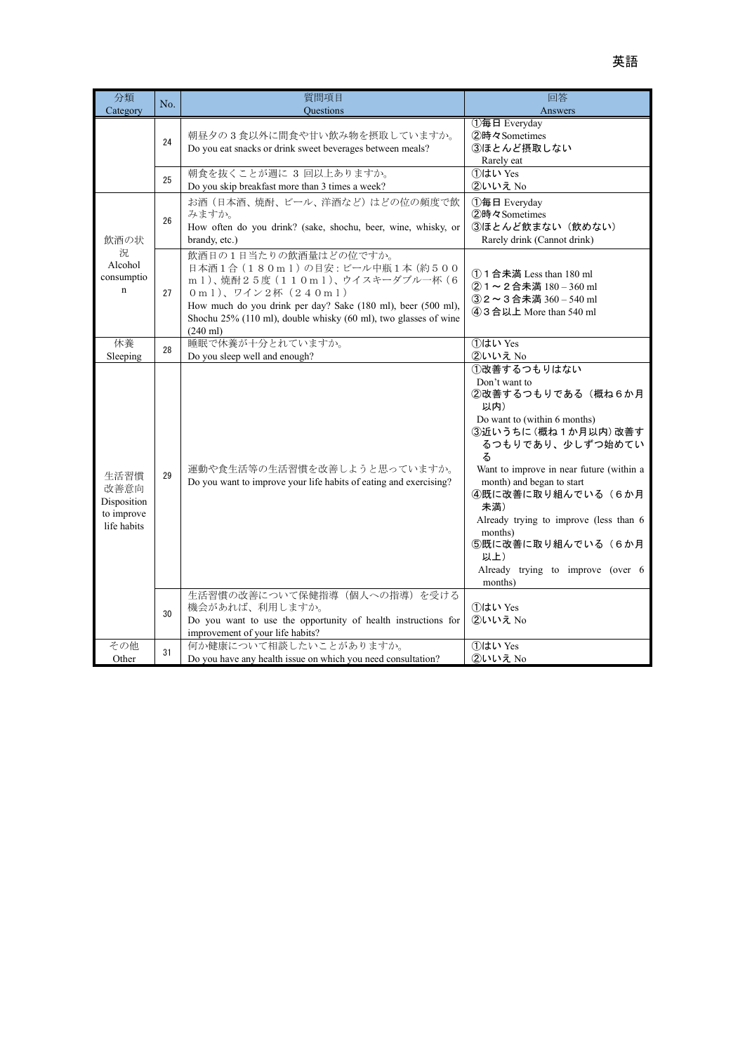英語

| 分類<br>Category | No. | 質問項目<br>Questions | 回答<br>Answers |
|---|---|---|---|
| | 24 | 朝昼夕の３食以外に間食や甘い飲み物を摂取していますか。<br>Do you eat snacks or drink sweet beverages between meals? | ①毎日 Everyday<br>②時々Sometimes<br>③ほとんど摂取しない<br>Rarely eat |
| | 25 | 朝食を抜くことが週に３回以上ありますか。<br>Do you skip breakfast more than 3 times a week? | ①はい Yes<br>②いいえ No |
| 飲酒の状況<br>Alcohol consumption | 26 | お酒（日本酒、焼酎、ビール、洋酒など）はどの位の頻度で飲みますか。<br>How often do you drink? (sake, shochu, beer, wine, whisky, or brandy, etc.) | ①毎日 Everyday<br>②時々Sometimes<br>③ほとんど飲まない（飲めない）<br>Rarely drink (Cannot drink) |
| | 27 | 飲酒日の１日当たりの飲酒量はどの位ですか。<br>日本酒１合（１８０ｍｌ）の目安：ビール中瓶１本（約５００ｍｌ）、焼酎２５度（１１０ｍｌ）、ウイスキーダブル一杯（６０ｍｌ）、ワイン２杯（２４０ｍｌ）<br>How much do you drink per day? Sake (180 ml), beer (500 ml), Shochu 25% (110 ml), double whisky (60 ml), two glasses of wine (240 ml) | ①１合未満 Less than 180 ml<br>②１～２合未満 180 – 360 ml<br>③２～３合未満 360 – 540 ml<br>④３合以上 More than 540 ml |
| 休養<br>Sleeping | 28 | 睡眠で休養が十分とれていますか。<br>Do you sleep well and enough? | ①はい Yes<br>②いいえ No |
| 生活習慣改善意向<br>Disposition to improve life habits | 29 | 運動や食生活等の生活習慣を改善しようと思っていますか。<br>Do you want to improve your life habits of eating and exercising? | ①改善するつもりはない<br>Don't want to<br>②改善するつもりである（概ね６か月以内）<br>Do want to (within 6 months)<br>③近いうちに（概ね１か月以内）改善するつもりであり、少しずつ始めている<br>Want to improve in near future (within a month) and began to start<br>④既に改善に取り組んでいる（６か月未満）<br>Already trying to improve (less than 6 months)<br>⑤既に改善に取り組んでいる（６か月以上）<br>Already trying to improve (over 6 months) |
| | 30 | 生活習慣の改善について保健指導（個人への指導）を受ける機会があれば、利用しますか。<br>Do you want to use the opportunity of health instructions for improvement of your life habits? | ①はい Yes<br>②いいえ No |
| その他<br>Other | 31 | 何か健康について相談したいことがありますか。<br>Do you have any health issue on which you need consultation? | ①はい Yes<br>②いいえ No |